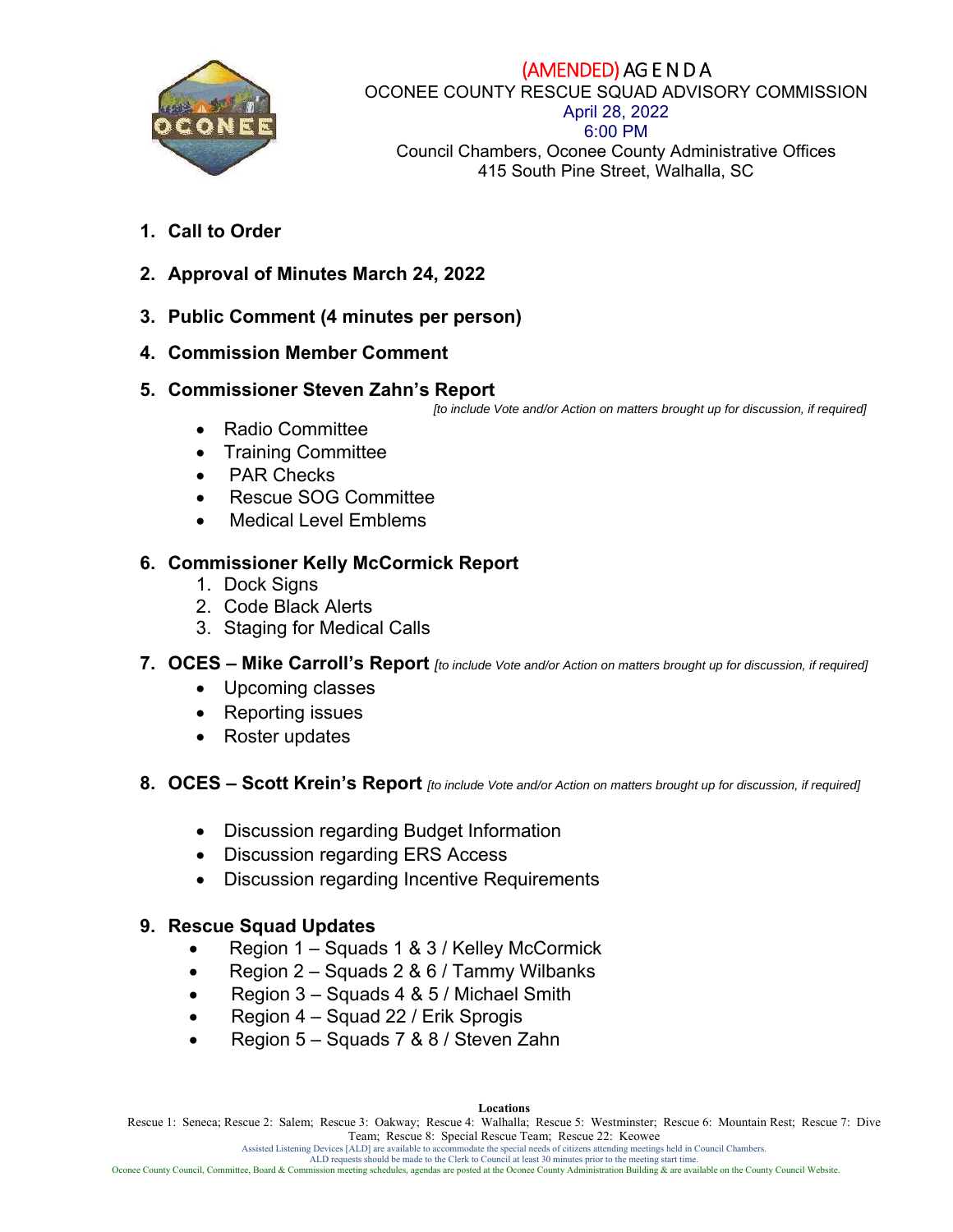# (AMENDED) AGENDA

OCONEE COUNTY RESCUE SQUAD ADVISORY COMMISSION
April 28, 2022
6:00 PM
Council Chambers, Oconee County Administrative Offices
415 South Pine Street, Walhalla, SC

1. **Call to Order**

2. **Approval of Minutes March 24, 2022**

3. **Public Comment (4 minutes per person)**

4. **Commission Member Comment**

5. **Commissioner Steven Zahn's Report**

   *[to include Vote and/or Action on matters brought up for discussion, if required]*

   - Radio Committee
   - Training Committee
   - PAR Checks
   - Rescue SOG Committee
   - Medical Level Emblems

6. **Commissioner Kelly McCormick Report**
   1. Dock Signs
   2. Code Black Alerts
   3. Staging for Medical Calls

7. **OCES – Mike Carroll's Report** *[to include Vote and/or Action on matters brought up for discussion, if required]*
   - Upcoming classes
   - Reporting issues
   - Roster updates

8. **OCES – Scott Krein's Report** *[to include Vote and/or Action on matters brought up for discussion, if required]*
   - Discussion regarding Budget Information
   - Discussion regarding ERS Access
   - Discussion regarding Incentive Requirements

9. **Rescue Squad Updates**
   - Region 1 – Squads 1 & 3 / Kelley McCormick
   - Region 2 – Squads 2 & 6 / Tammy Wilbanks
   - Region 3 – Squads 4 & 5 / Michael Smith
   - Region 4 – Squad 22 / Erik Sprogis
   - Region 5 – Squads 7 & 8 / Steven Zahn

**Locations**

Rescue 1: Seneca; Rescue 2: Salem; Rescue 3: Oakway; Rescue 4: Walhalla; Rescue 5: Westminster; Rescue 6: Mountain Rest; Rescue 7: Dive Team; Rescue 8: Special Rescue Team; Rescue 22: Keowee

Assisted Listening Devices [ALD] are available to accommodate the special needs of citizens attending meetings held in Council Chambers.
ALD requests should be made to the Clerk to Council at least 30 minutes prior to the meeting start time.
Oconee County Council, Committee, Board & Commission meeting schedules, agendas are posted at the Oconee County Administration Building & are available on the County Council Website.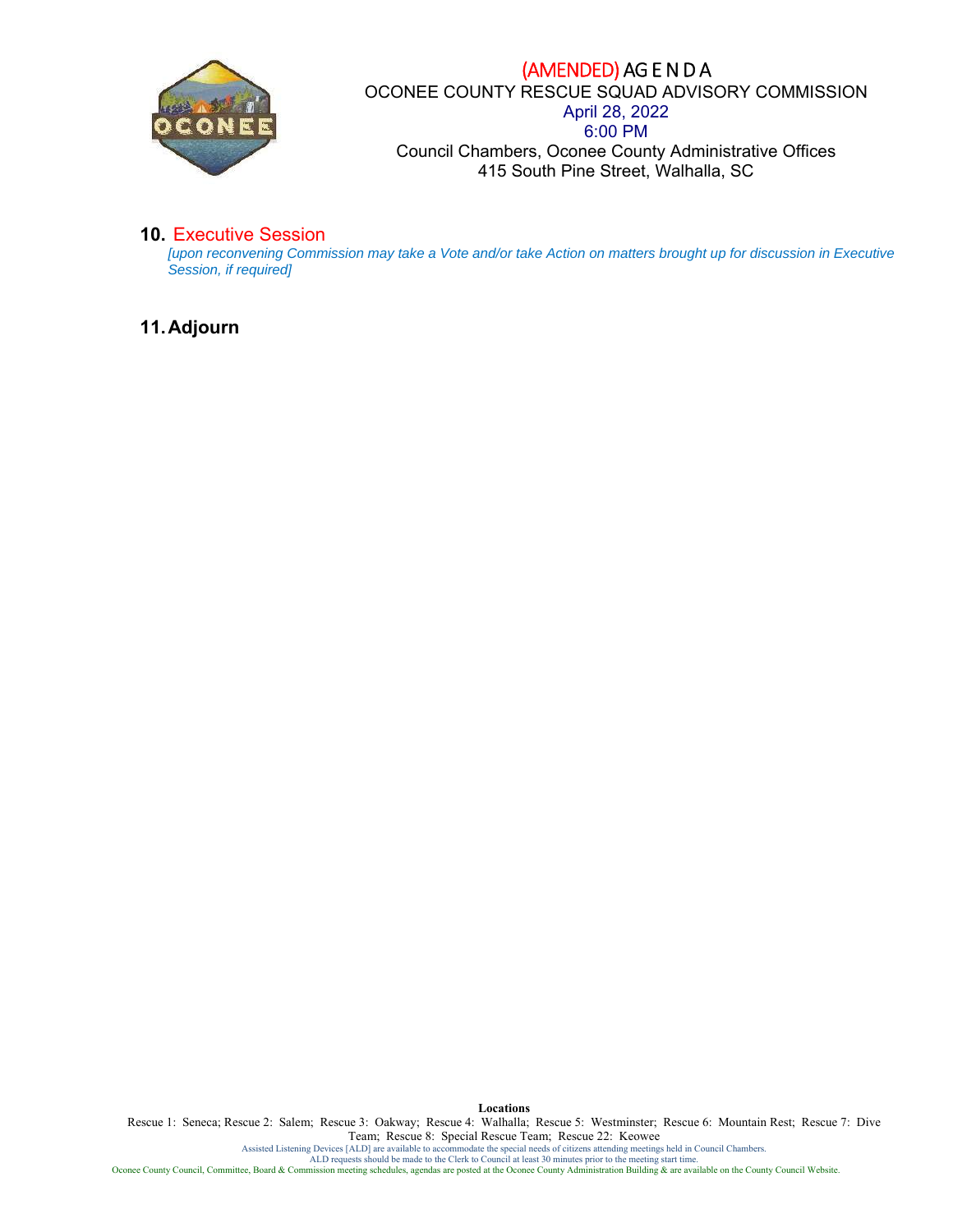# (AMENDED) AGENDA

OCONEE COUNTY RESCUE SQUAD ADVISORY COMMISSION
April 28, 2022
6:00 PM
Council Chambers, Oconee County Administrative Offices
415 South Pine Street, Walhalla, SC

**10.** Executive Session

*[upon reconvening Commission may take a Vote and/or take Action on matters brought up for discussion in Executive Session, if required]*

**11. Adjourn**

**Locations**

Rescue 1: Seneca; Rescue 2: Salem; Rescue 3: Oakway; Rescue 4: Walhalla; Rescue 5: Westminster; Rescue 6: Mountain Rest; Rescue 7: Dive Team; Rescue 8: Special Rescue Team; Rescue 22: Keowee

Assisted Listening Devices [ALD] are available to accommodate the special needs of citizens attending meetings held in Council Chambers.
ALD requests should be made to the Clerk to Council at least 30 minutes prior to the meeting start time.
Oconee County Council, Committee, Board & Commission meeting schedules, agendas are posted at the Oconee County Administration Building & are available on the County Council Website.